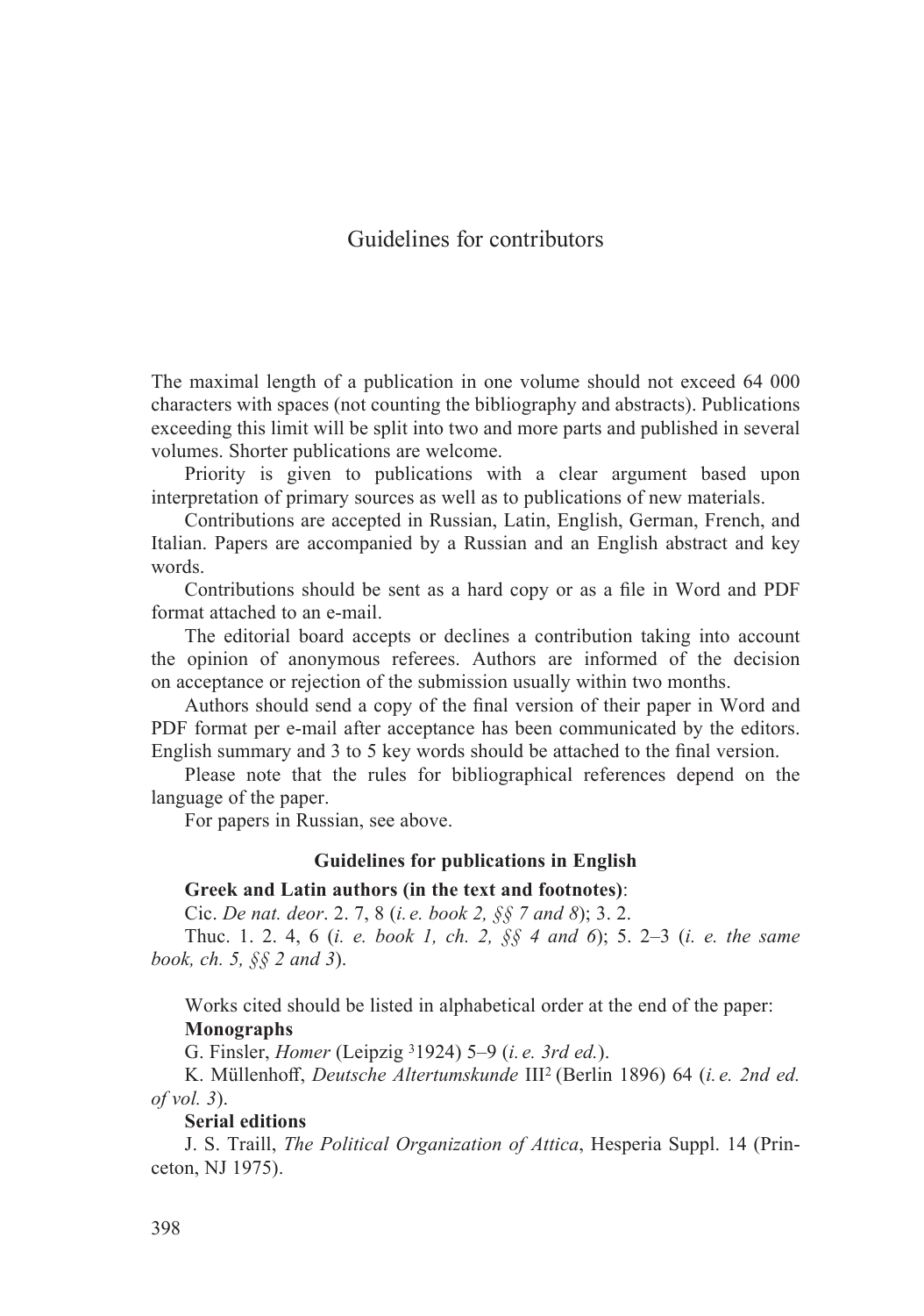# Guidelines for contributors

The maximal length of a publication in one volume should not exceed 64 000 characters with spaces (not counting the bibliography and abstracts). Publications exceeding this limit will be split into two and more parts and published in several volumes. Shorter publications are welcome.

Priority is given to publications with a clear argument based upon interpretation of primary sources as well as to publications of new materials.

Contributions are accepted in Russian, Latin, English, German, French, and Italian. Papers are accompanied by a Russian and an English abstract and key words.

Contributions should be sent as a hard copy or as a file in Word and PDF format attached to an e-mail.

The editorial board accepts or declines a contribution taking into account the opinion of anonymous referees. Authors are informed of the decision on acceptance or rejection of the submission usually within two months.

Authors should send a copy of the final version of their paper in Word and PDF format per e-mail after acceptance has been communicated by the editors. English summary and 3 to 5 key words should be attached to the final version.

Please note that the rules for bibliographical references depend on the language of the paper.

For papers in Russian, see above.

### Guidelines for publications in English

**Greek and Latin authors (in the text and footnotes)**:

Cic. *De nat. deor*. 2. 7, 8 (*i. e. book 2, §§ 7 and 8*); 3. 2.

Thuc. 1. 2. 4, 6 (*i. e. book 1, ch. 2, §§ 4 and 6*); 5. 2–3 (*i. e. the same book, ch. 5, §§ 2 and 3*).

Works cited should be listed in alphabetical order at the end of the paper:

**Monographs**

G. Finsler, *Homer* (Leipzig $^{3}$1924) 5–9 (*i. e. 3rd ed.*).

K. Müllenhoff, *Deutsche Altertumskunde* III$^{2}$ (Berlin 1896) 64 (*i. e. 2nd ed. of vol. 3*).

**Serial editions**

J. S. Traill, *The Political Organization of Attica*, Hesperia Suppl. 14 (Princeton, NJ 1975).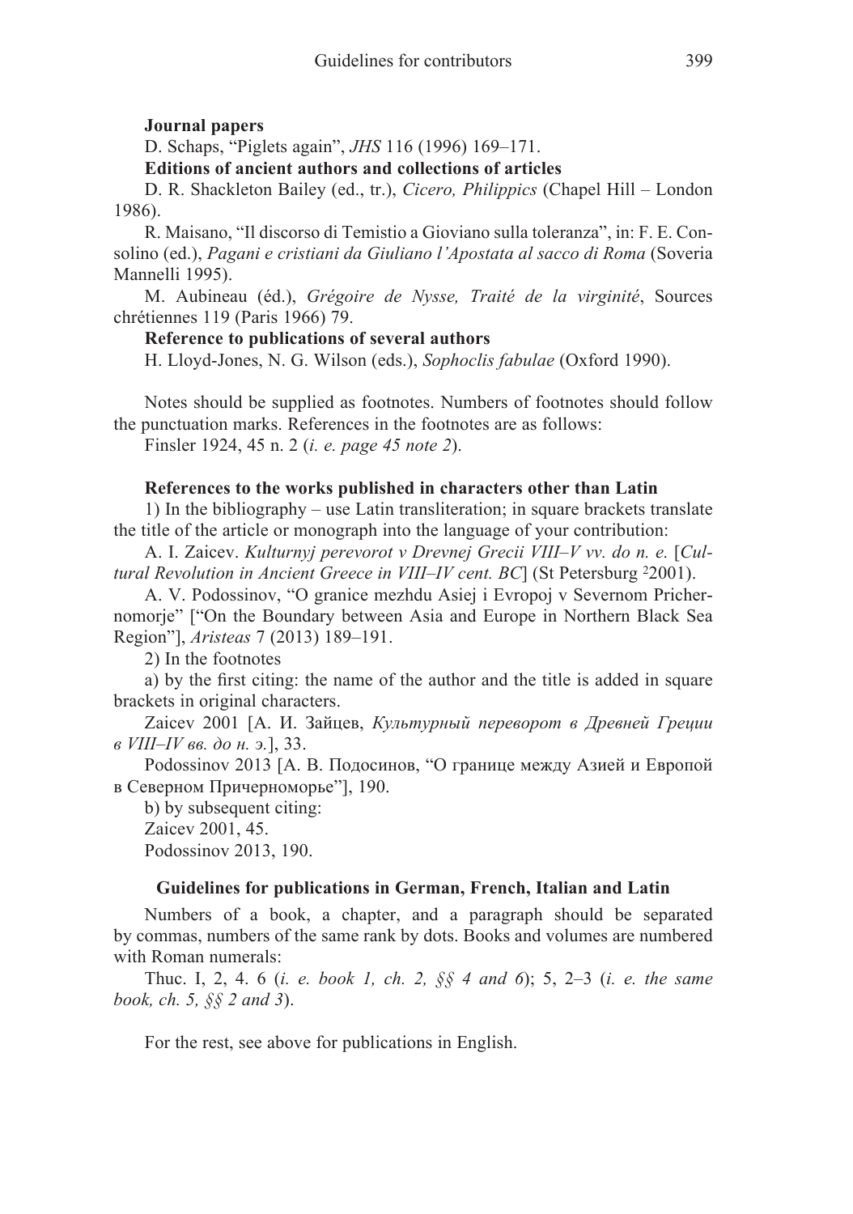**Journal papers**

D. Schaps, "Piglets again", *JHS* 116 (1996) 169–171.

**Editions of ancient authors and collections of articles**

D. R. Shackleton Bailey (ed., tr.), *Cicero, Philippics* (Chapel Hill – London 1986).

R. Maisano, "Il discorso di Temistio a Gioviano sulla toleranza", in: F. E. Consolino (ed.), *Pagani e cristiani da Giuliano l'Apostata al sacco di Roma* (Soveria Mannelli 1995).

M. Aubineau (éd.), *Grégoire de Nysse, Traité de la virginité*, Sources chrétiennes 119 (Paris 1966) 79.

**Reference to publications of several authors**

H. Lloyd-Jones, N. G. Wilson (eds.), *Sophoclis fabulae* (Oxford 1990).

Notes should be supplied as footnotes. Numbers of footnotes should follow the punctuation marks. References in the footnotes are as follows:

Finsler 1924, 45 n. 2 (*i. e. page 45 note 2*).

**References to the works published in characters other than Latin**

1) In the bibliography – use Latin transliteration; in square brackets translate the title of the article or monograph into the language of your contribution:

A. I. Zaicev. *Kulturnyj perevorot v Drevnej Grecii VIII–V vv. do n. e.* [*Cultural Revolution in Ancient Greece in VIII–IV cent. BC*] (St Petersburg ²2001).

A. V. Podossinov, "O granice mezhdu Asiej i Evropoj v Severnom Prichernomorje" ["On the Boundary between Asia and Europe in Northern Black Sea Region"], *Aristeas* 7 (2013) 189–191.

2) In the footnotes

a) by the first citing: the name of the author and the title is added in square brackets in original characters.

Zaicev 2001 [А. И. Зайцев, *Культурный переворот в Древней Греции в VIII–IV вв. до н. э.*], 33.

Podossinov 2013 [А. В. Подосинов, "О границе между Азией и Европой в Северном Причерноморье"], 190.

b) by subsequent citing:

Zaicev 2001, 45.

Podossinov 2013, 190.

**Guidelines for publications in German, French, Italian and Latin**

Numbers of a book, a chapter, and a paragraph should be separated by commas, numbers of the same rank by dots. Books and volumes are numbered with Roman numerals:

Thuc. I, 2, 4. 6 (*i. e. book 1, ch. 2, §§ 4 and 6*); 5, 2–3 (*i. e. the same book, ch. 5, §§ 2 and 3*).

For the rest, see above for publications in English.